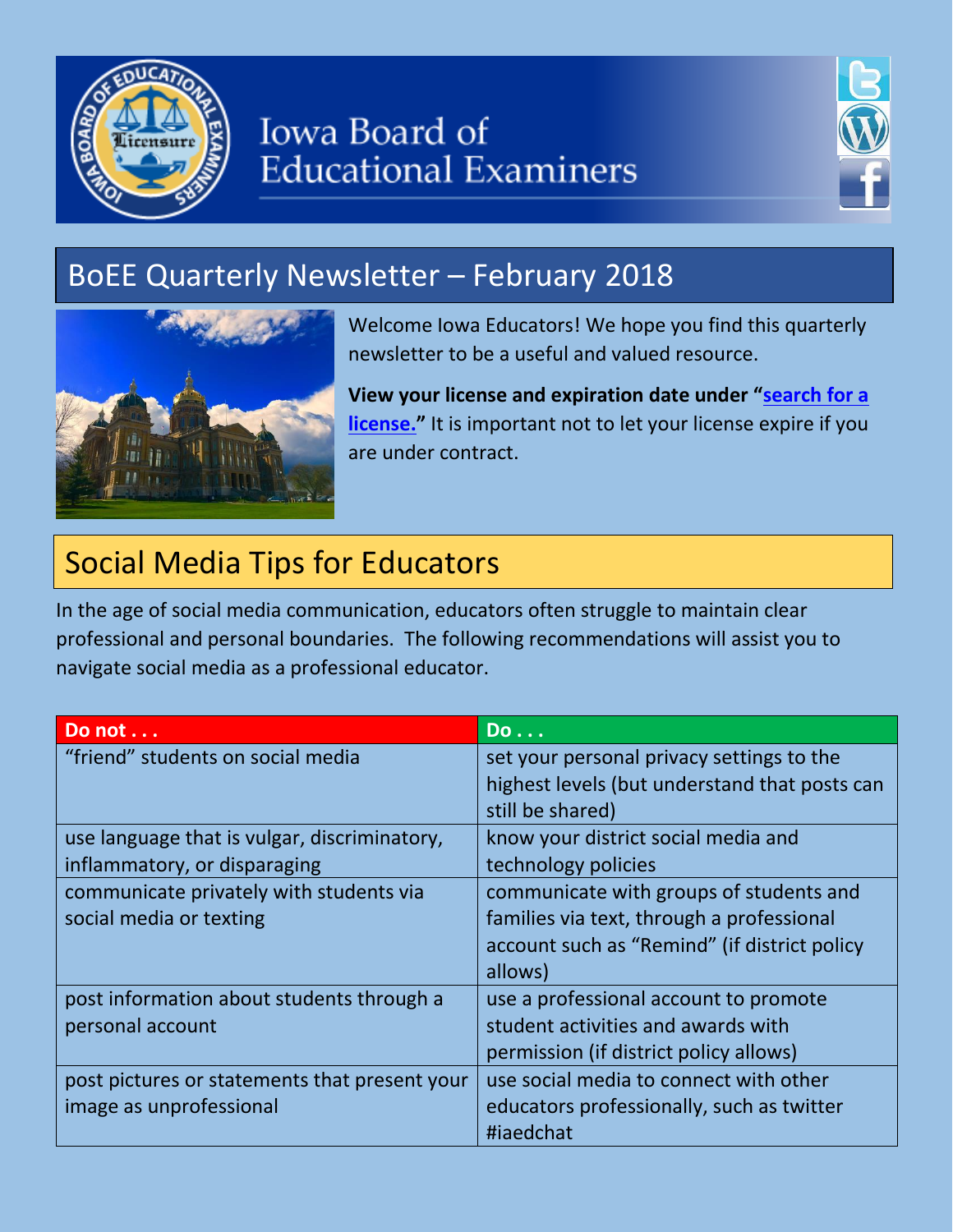# Iowa Board of Educational Examiners

## BoEE Quarterly Newsletter – February 2018

Welcome Iowa Educators! We hope you find this quarterly newsletter to be a useful and valued resource.

**View your license and expiration date under "search for a license."** It is important not to let your license expire if you are under contract.

## Social Media Tips for Educators

In the age of social media communication, educators often struggle to maintain clear professional and personal boundaries. The following recommendations will assist you to navigate social media as a professional educator.

| Do not . . . | Do . . . |
|---|---|
| "friend" students on social media | set your personal privacy settings to the highest levels (but understand that posts can still be shared) |
| use language that is vulgar, discriminatory, inflammatory, or disparaging | know your district social media and technology policies |
| communicate privately with students via social media or texting | communicate with groups of students and families via text, through a professional account such as "Remind" (if district policy allows) |
| post information about students through a personal account | use a professional account to promote student activities and awards with permission (if district policy allows) |
| post pictures or statements that present your image as unprofessional | use social media to connect with other educators professionally, such as twitter #iaedchat |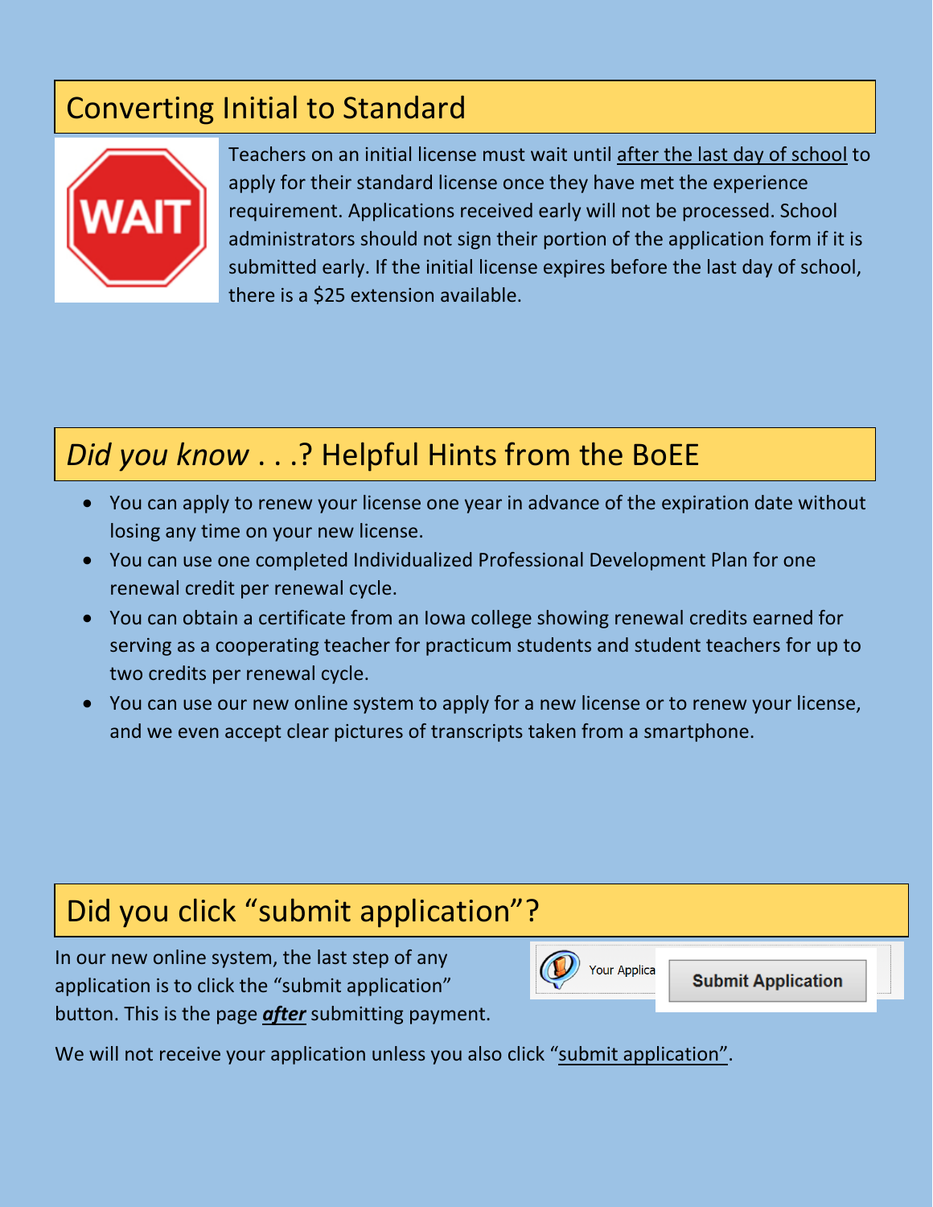## Converting Initial to Standard

Teachers on an initial license must wait until after the last day of school to apply for their standard license once they have met the experience requirement. Applications received early will not be processed. School administrators should not sign their portion of the application form if it is submitted early. If the initial license expires before the last day of school, there is a $25 extension available.

## *Did you know . . .?* Helpful Hints from the BoEE

- You can apply to renew your license one year in advance of the expiration date without losing any time on your new license.
- You can use one completed Individualized Professional Development Plan for one renewal credit per renewal cycle.
- You can obtain a certificate from an Iowa college showing renewal credits earned for serving as a cooperating teacher for practicum students and student teachers for up to two credits per renewal cycle.
- You can use our new online system to apply for a new license or to renew your license, and we even accept clear pictures of transcripts taken from a smartphone.

## Did you click "submit application"?

In our new online system, the last step of any application is to click the "submit application" button. This is the page ***after*** submitting payment.

We will not receive your application unless you also click "submit application".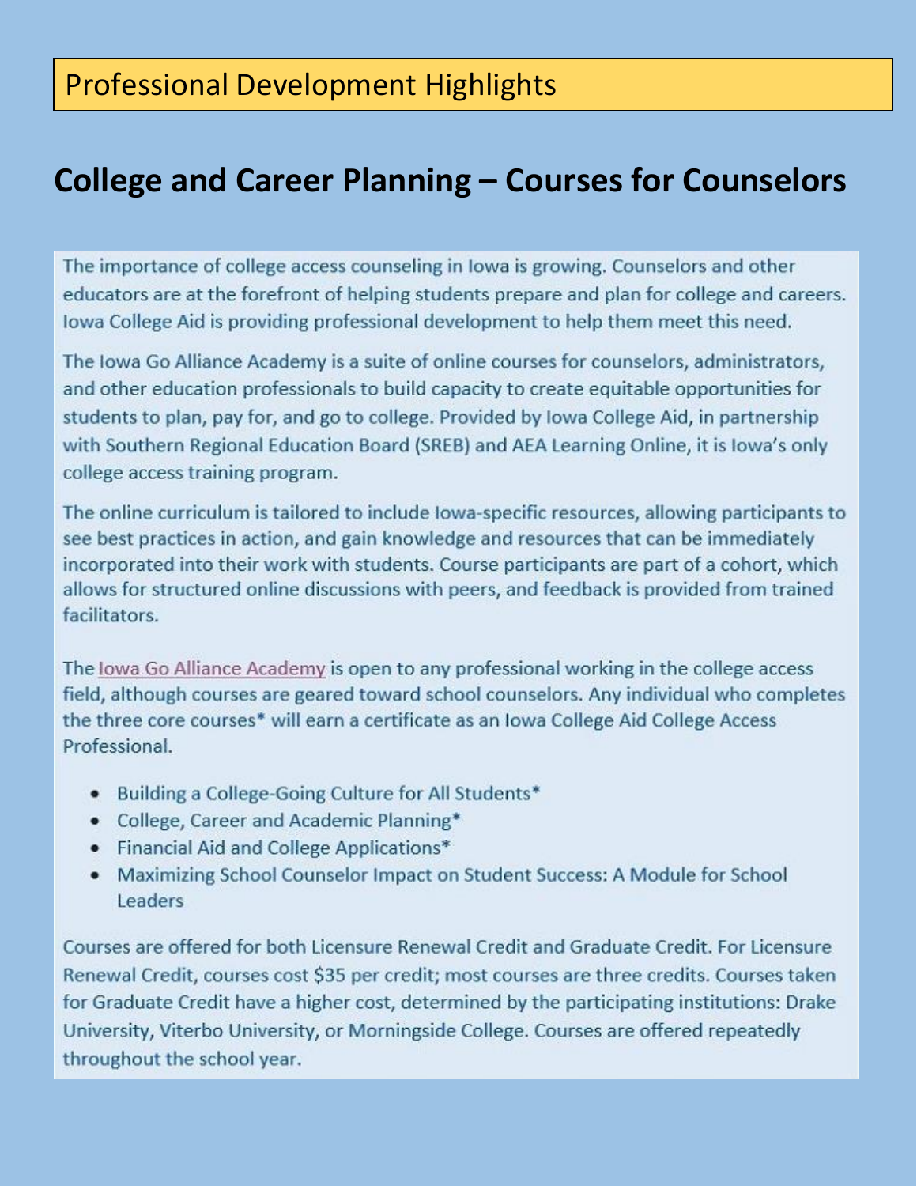## Professional Development Highlights

# College and Career Planning – Courses for Counselors

The importance of college access counseling in Iowa is growing. Counselors and other educators are at the forefront of helping students prepare and plan for college and careers. Iowa College Aid is providing professional development to help them meet this need.

The Iowa Go Alliance Academy is a suite of online courses for counselors, administrators, and other education professionals to build capacity to create equitable opportunities for students to plan, pay for, and go to college. Provided by Iowa College Aid, in partnership with Southern Regional Education Board (SREB) and AEA Learning Online, it is Iowa's only college access training program.

The online curriculum is tailored to include Iowa-specific resources, allowing participants to see best practices in action, and gain knowledge and resources that can be immediately incorporated into their work with students. Course participants are part of a cohort, which allows for structured online discussions with peers, and feedback is provided from trained facilitators.

The Iowa Go Alliance Academy is open to any professional working in the college access field, although courses are geared toward school counselors. Any individual who completes the three core courses* will earn a certificate as an Iowa College Aid College Access Professional.

- Building a College-Going Culture for All Students*
- College, Career and Academic Planning*
- Financial Aid and College Applications*
- Maximizing School Counselor Impact on Student Success: A Module for School Leaders

Courses are offered for both Licensure Renewal Credit and Graduate Credit. For Licensure Renewal Credit, courses cost $35 per credit; most courses are three credits. Courses taken for Graduate Credit have a higher cost, determined by the participating institutions: Drake University, Viterbo University, or Morningside College. Courses are offered repeatedly throughout the school year.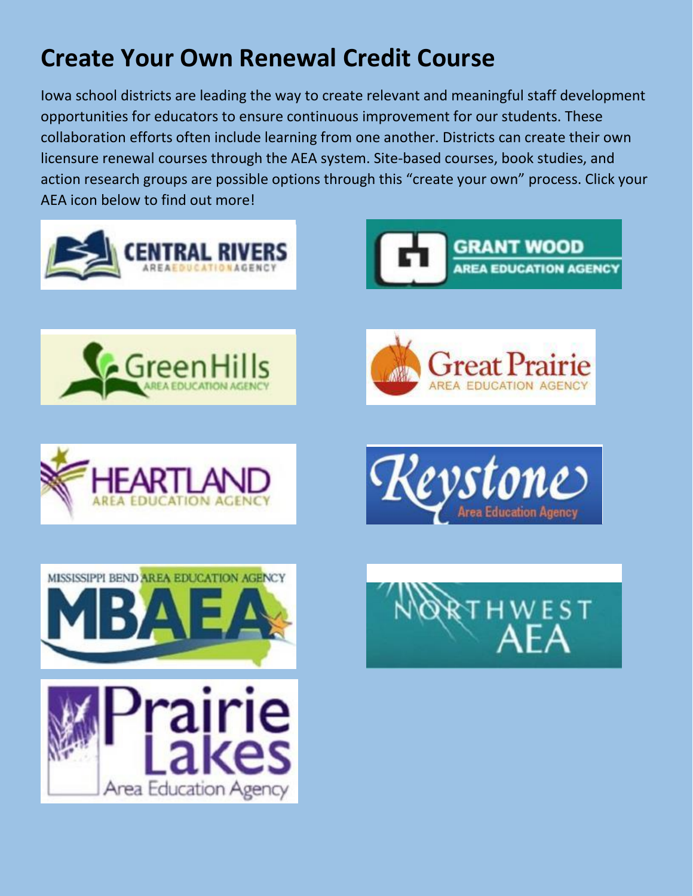# Create Your Own Renewal Credit Course

Iowa school districts are leading the way to create relevant and meaningful staff development opportunities for educators to ensure continuous improvement for our students. These collaboration efforts often include learning from one another. Districts can create their own licensure renewal courses through the AEA system. Site-based courses, book studies, and action research groups are possible options through this "create your own" process. Click your AEA icon below to find out more!

CENTRAL RIVERS AREA EDUCATION AGENCY

GRANT WOOD AREA EDUCATION AGENCY

Green Hills AREA EDUCATION AGENCY

Great Prairie AREA EDUCATION AGENCY

HEARTLAND AREA EDUCATION AGENCY

Keystone Area Education Agency

MISSISSIPPI BEND AREA EDUCATION AGENCY MBAEA

NORTHWEST AEA

Prairie Lakes Area Education Agency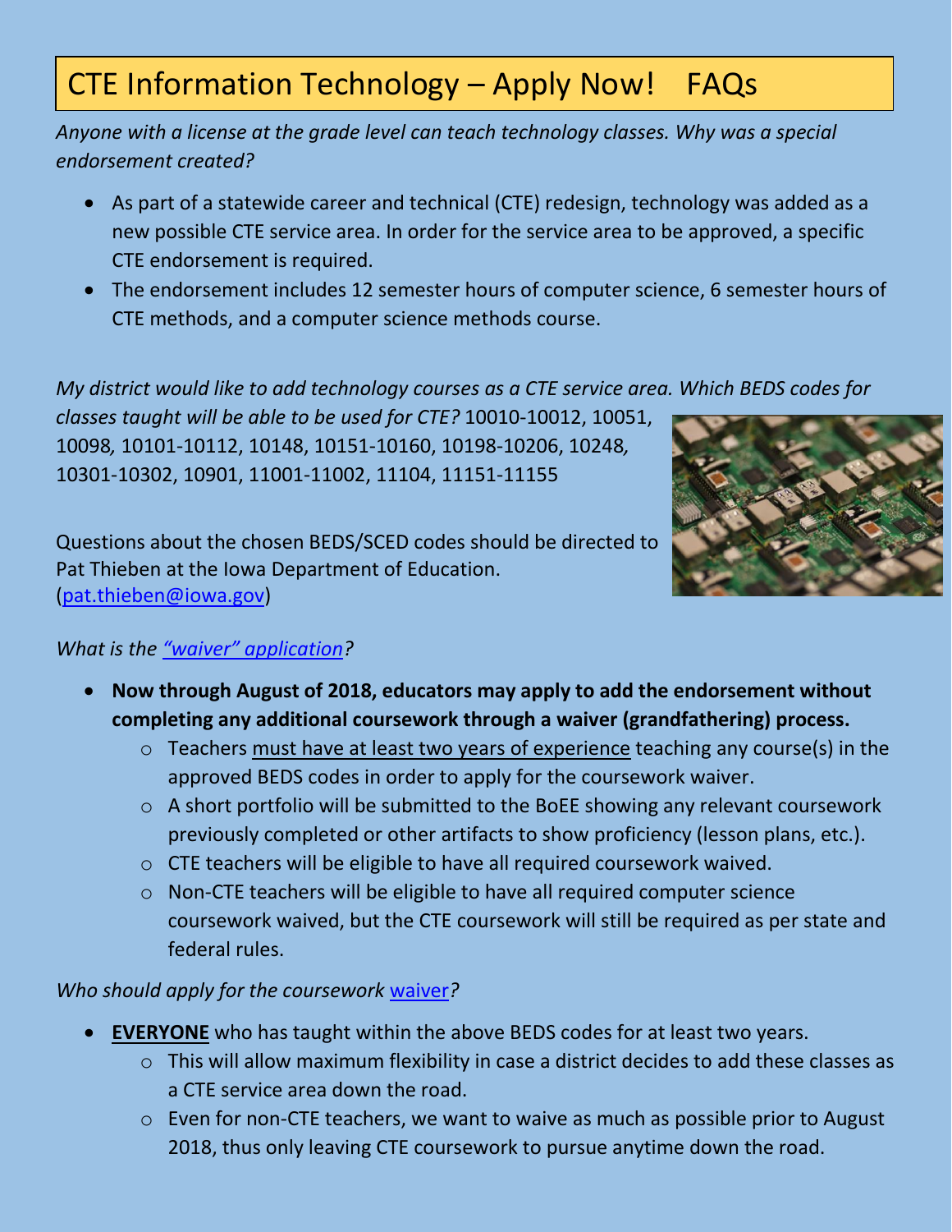# CTE Information Technology – Apply Now!    FAQs

*Anyone with a license at the grade level can teach technology classes. Why was a special endorsement created?*

- As part of a statewide career and technical (CTE) redesign, technology was added as a new possible CTE service area. In order for the service area to be approved, a specific CTE endorsement is required.
- The endorsement includes 12 semester hours of computer science, 6 semester hours of CTE methods, and a computer science methods course.

*My district would like to add technology courses as a CTE service area. Which BEDS codes for classes taught will be able to be used for CTE?* 10010-10012, 10051, 10098, 10101-10112, 10148, 10151-10160, 10198-10206, 10248, 10301-10302, 10901, 11001-11002, 11104, 11151-11155

Questions about the chosen BEDS/SCED codes should be directed to Pat Thieben at the Iowa Department of Education. (pat.thieben@iowa.gov)

*What is the "waiver" application?*

- **Now through August of 2018, educators may apply to add the endorsement without completing any additional coursework through a waiver (grandfathering) process.**
  - Teachers must have at least two years of experience teaching any course(s) in the approved BEDS codes in order to apply for the coursework waiver.
  - A short portfolio will be submitted to the BoEE showing any relevant coursework previously completed or other artifacts to show proficiency (lesson plans, etc.).
  - CTE teachers will be eligible to have all required coursework waived.
  - Non-CTE teachers will be eligible to have all required computer science coursework waived, but the CTE coursework will still be required as per state and federal rules.

*Who should apply for the coursework waiver?*

- **EVERYONE** who has taught within the above BEDS codes for at least two years.
  - This will allow maximum flexibility in case a district decides to add these classes as a CTE service area down the road.
  - Even for non-CTE teachers, we want to waive as much as possible prior to August 2018, thus only leaving CTE coursework to pursue anytime down the road.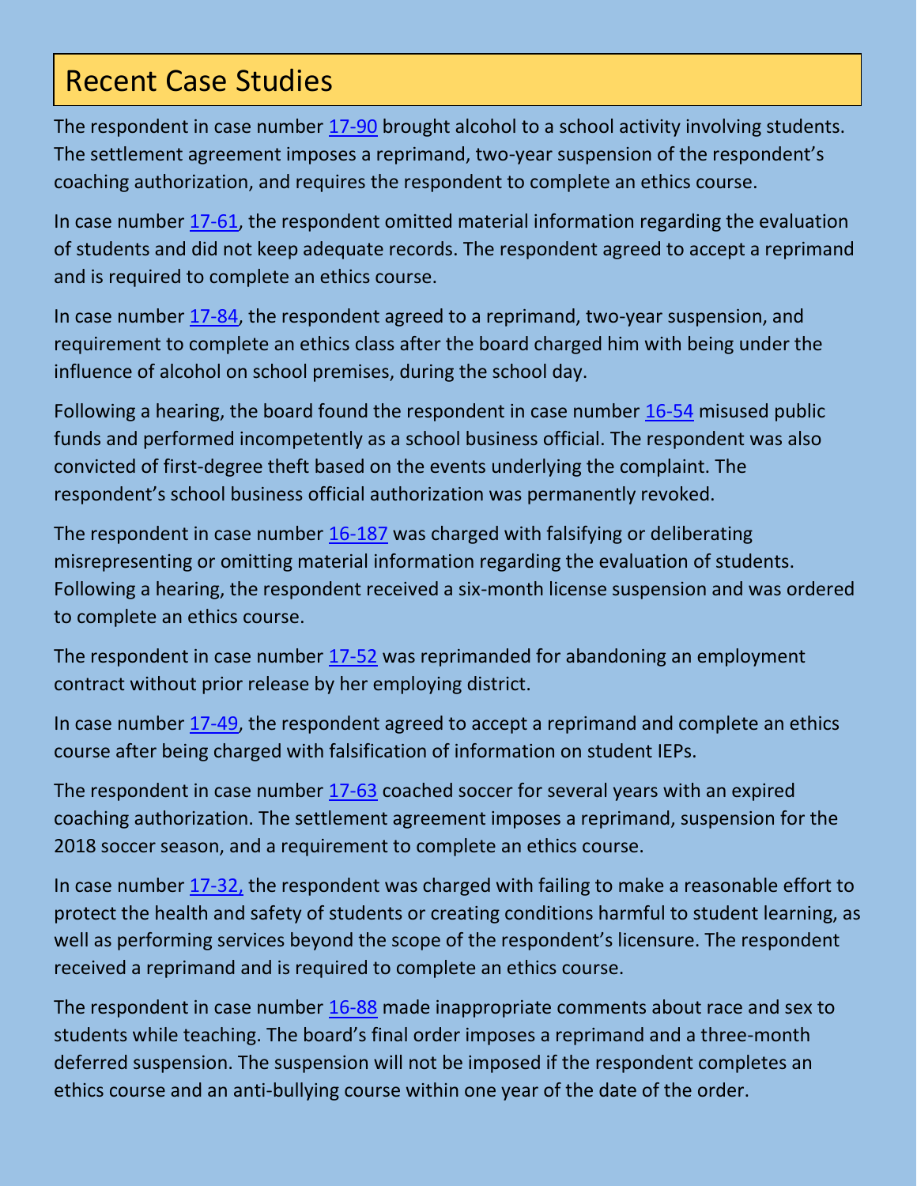## Recent Case Studies

The respondent in case number 17-90 brought alcohol to a school activity involving students. The settlement agreement imposes a reprimand, two-year suspension of the respondent's coaching authorization, and requires the respondent to complete an ethics course.

In case number 17-61, the respondent omitted material information regarding the evaluation of students and did not keep adequate records. The respondent agreed to accept a reprimand and is required to complete an ethics course.

In case number 17-84, the respondent agreed to a reprimand, two-year suspension, and requirement to complete an ethics class after the board charged him with being under the influence of alcohol on school premises, during the school day.

Following a hearing, the board found the respondent in case number 16-54 misused public funds and performed incompetently as a school business official. The respondent was also convicted of first-degree theft based on the events underlying the complaint. The respondent's school business official authorization was permanently revoked.

The respondent in case number 16-187 was charged with falsifying or deliberating misrepresenting or omitting material information regarding the evaluation of students. Following a hearing, the respondent received a six-month license suspension and was ordered to complete an ethics course.

The respondent in case number 17-52 was reprimanded for abandoning an employment contract without prior release by her employing district.

In case number 17-49, the respondent agreed to accept a reprimand and complete an ethics course after being charged with falsification of information on student IEPs.

The respondent in case number 17-63 coached soccer for several years with an expired coaching authorization. The settlement agreement imposes a reprimand, suspension for the 2018 soccer season, and a requirement to complete an ethics course.

In case number 17-32, the respondent was charged with failing to make a reasonable effort to protect the health and safety of students or creating conditions harmful to student learning, as well as performing services beyond the scope of the respondent's licensure. The respondent received a reprimand and is required to complete an ethics course.

The respondent in case number 16-88 made inappropriate comments about race and sex to students while teaching. The board's final order imposes a reprimand and a three-month deferred suspension. The suspension will not be imposed if the respondent completes an ethics course and an anti-bullying course within one year of the date of the order.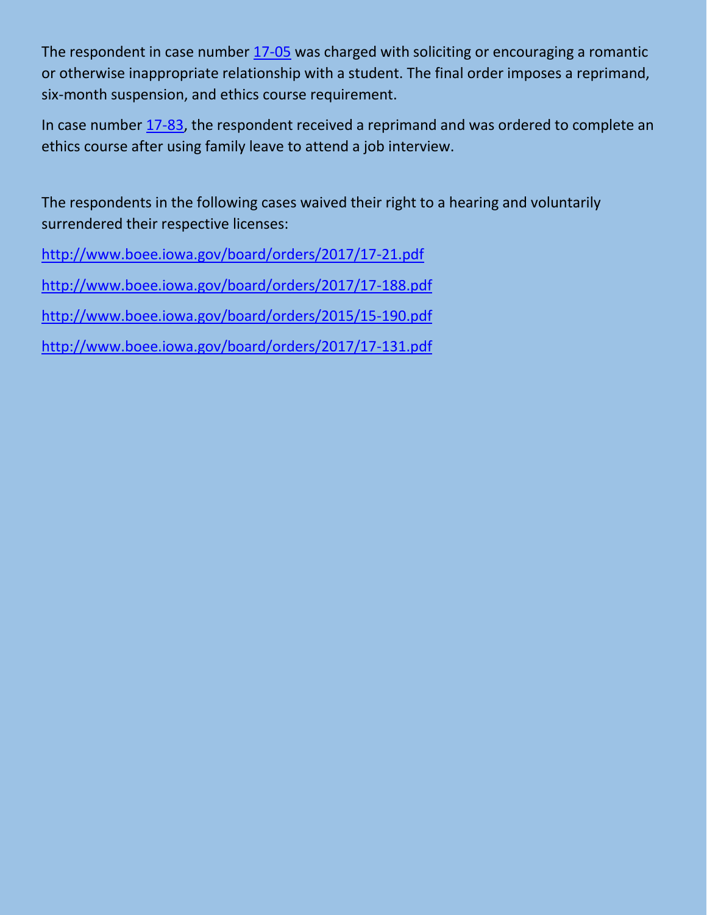The respondent in case number [17-05] was charged with soliciting or encouraging a romantic or otherwise inappropriate relationship with a student. The final order imposes a reprimand, six-month suspension, and ethics course requirement.

In case number [17-83], the respondent received a reprimand and was ordered to complete an ethics course after using family leave to attend a job interview.

The respondents in the following cases waived their right to a hearing and voluntarily surrendered their respective licenses:

http://www.boee.iowa.gov/board/orders/2017/17-21.pdf

http://www.boee.iowa.gov/board/orders/2017/17-188.pdf

http://www.boee.iowa.gov/board/orders/2015/15-190.pdf

http://www.boee.iowa.gov/board/orders/2017/17-131.pdf